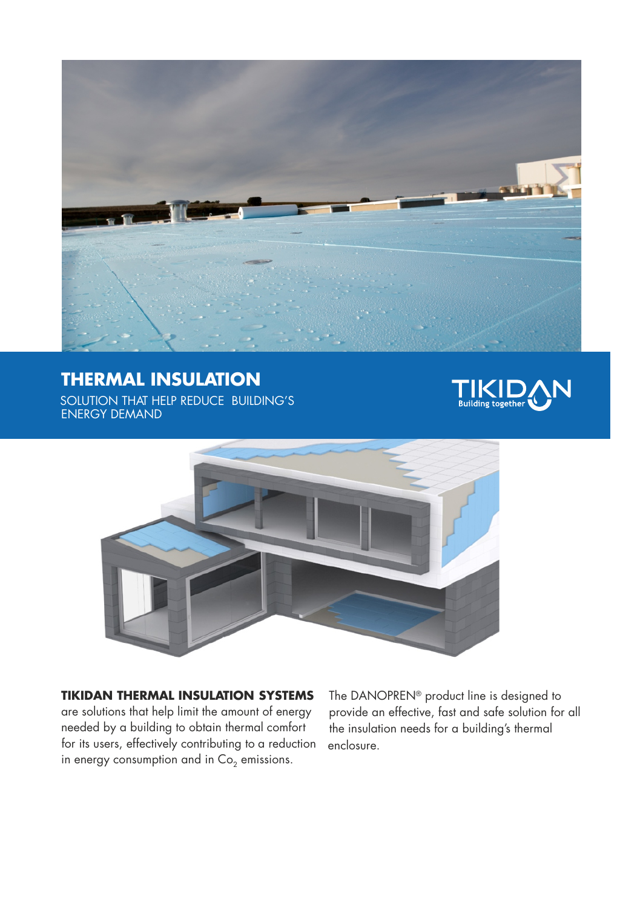# THERMAL INSULATION

SOLUTION THAT HELP REDUCE BUILDING'S ENERGY DEMAND

TIKIDAN
Building together

**TIKIDAN THERMAL INSULATION SYSTEMS** are solutions that help limit the amount of energy needed by a building to obtain thermal comfort for its users, effectively contributing to a reduction in energy consumption and in $Co_2$ emissions.

The DANOPREN® product line is designed to provide an effective, fast and safe solution for all the insulation needs for a building's thermal enclosure.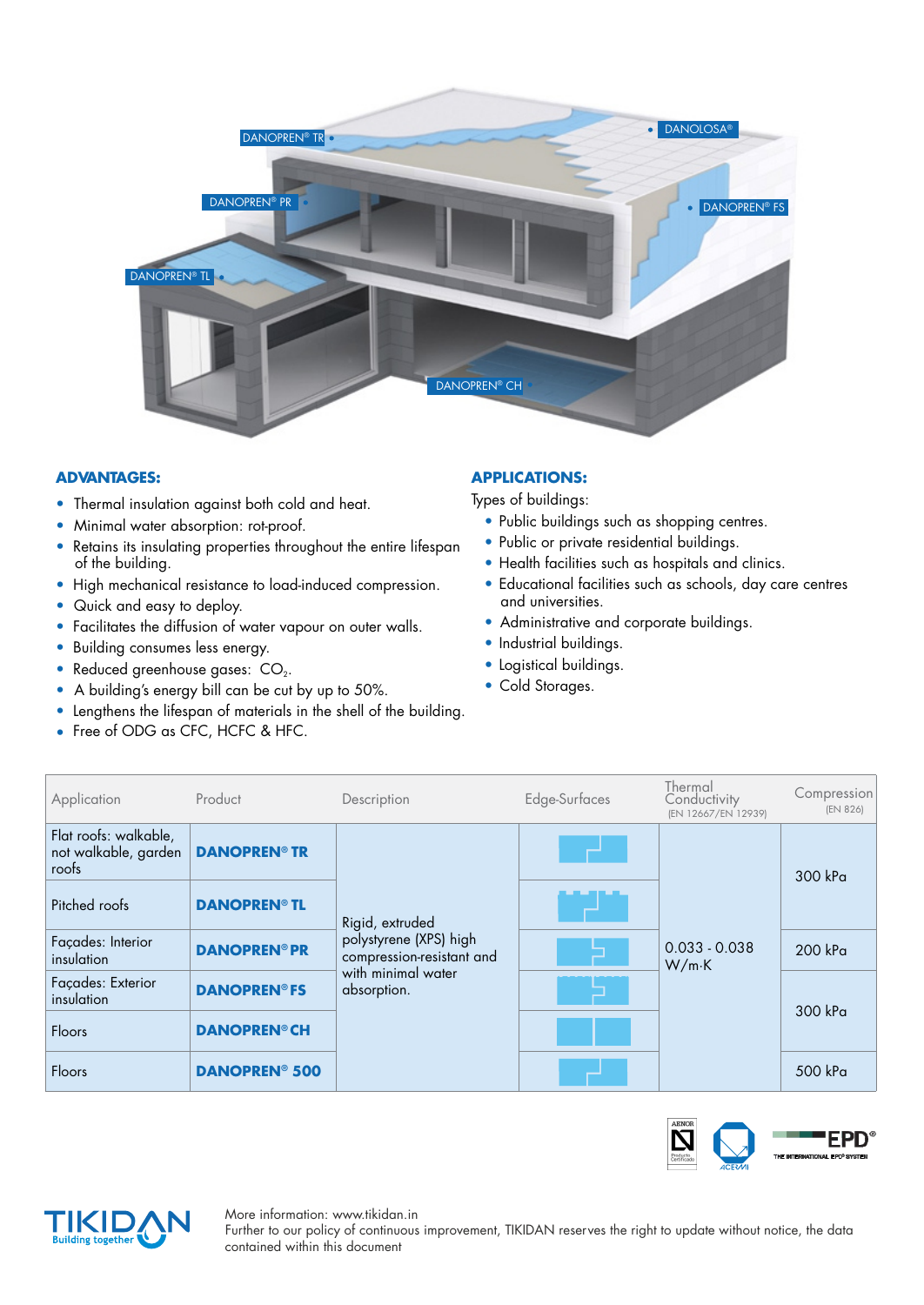DANOPREN® TR

DANOLOSA®

DANOPREN® PR

DANOPREN® FS

DANOPREN® TL

DANOPREN® CH

## ADVANTAGES:

- Thermal insulation against both cold and heat.
- Minimal water absorption: rot-proof.
- Retains its insulating properties throughout the entire lifespan of the building.
- High mechanical resistance to load-induced compression.
- Quick and easy to deploy.
- Facilitates the diffusion of water vapour on outer walls.
- Building consumes less energy.
- Reduced greenhouse gases: $CO_2$.
- A building's energy bill can be cut by up to 50%.
- Lengthens the lifespan of materials in the shell of the building.
- Free of ODG as CFC, HCFC & HFC.

## APPLICATIONS:

Types of buildings:

- Public buildings such as shopping centres.
- Public or private residential buildings.
- Health facilities such as hospitals and clinics.
- Educational facilities such as schools, day care centres and universities.
- Administrative and corporate buildings.
- Industrial buildings.
- Logistical buildings.
- Cold Storages.

| Application | Product | Description | Edge-Surfaces | Thermal Conductivity (EN 12667/EN 12939) | Compression (EN 826) |
|---|---|---|---|---|---|
| Flat roofs: walkable, not walkable, garden roofs | **DANOPREN® TR** | Rigid, extruded polystyrene (XPS) high compression-resistant and with minimal water absorption. | | 0.033 - 0.038 W/m·K | 300 kPa |
| Pitched roofs | **DANOPREN® TL** | | | | |
| Façades: Interior insulation | **DANOPREN® PR** | | | | 200 kPa |
| Façades: Exterior insulation | **DANOPREN® FS** | | | | 300 kPa |
| Floors | **DANOPREN® CH** | | | | |
| Floors | **DANOPREN® 500** | | | | 500 kPa |

More information: www.tikidan.in

Further to our policy of continuous improvement, TIKIDAN reserves the right to update without notice, the data contained within this document